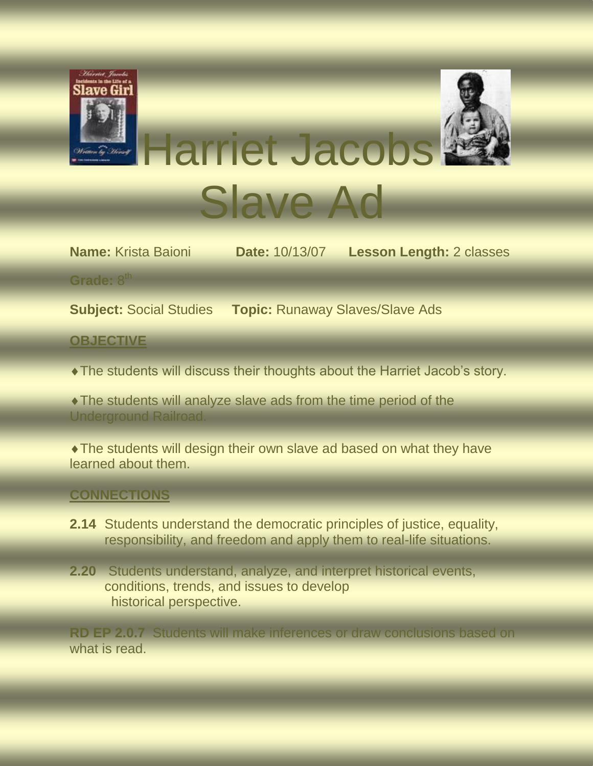# Harriet Jacobs Slave Ad

**Name:** Krista Baioni **Date:** 10/13/07 **Lesson Length:** 2 classes

**Grade:** 8th

**Subject:** Social Studies **Topic:** Runaway Slaves/Slave Ads

## OBJECTIVE

- The students will discuss their thoughts about the Harriet Jacob's story.
- The students will analyze slave ads from the time period of the Underground Railroad.
- The students will design their own slave ad based on what they have learned about them.

## CONNECTIONS

**2.14** Students understand the democratic principles of justice, equality, responsibility, and freedom and apply them to real-life situations.

**2.20** Students understand, analyze, and interpret historical events, conditions, trends, and issues to develop historical perspective.

**RD EP 2.0.7** Students will make inferences or draw conclusions based on what is read.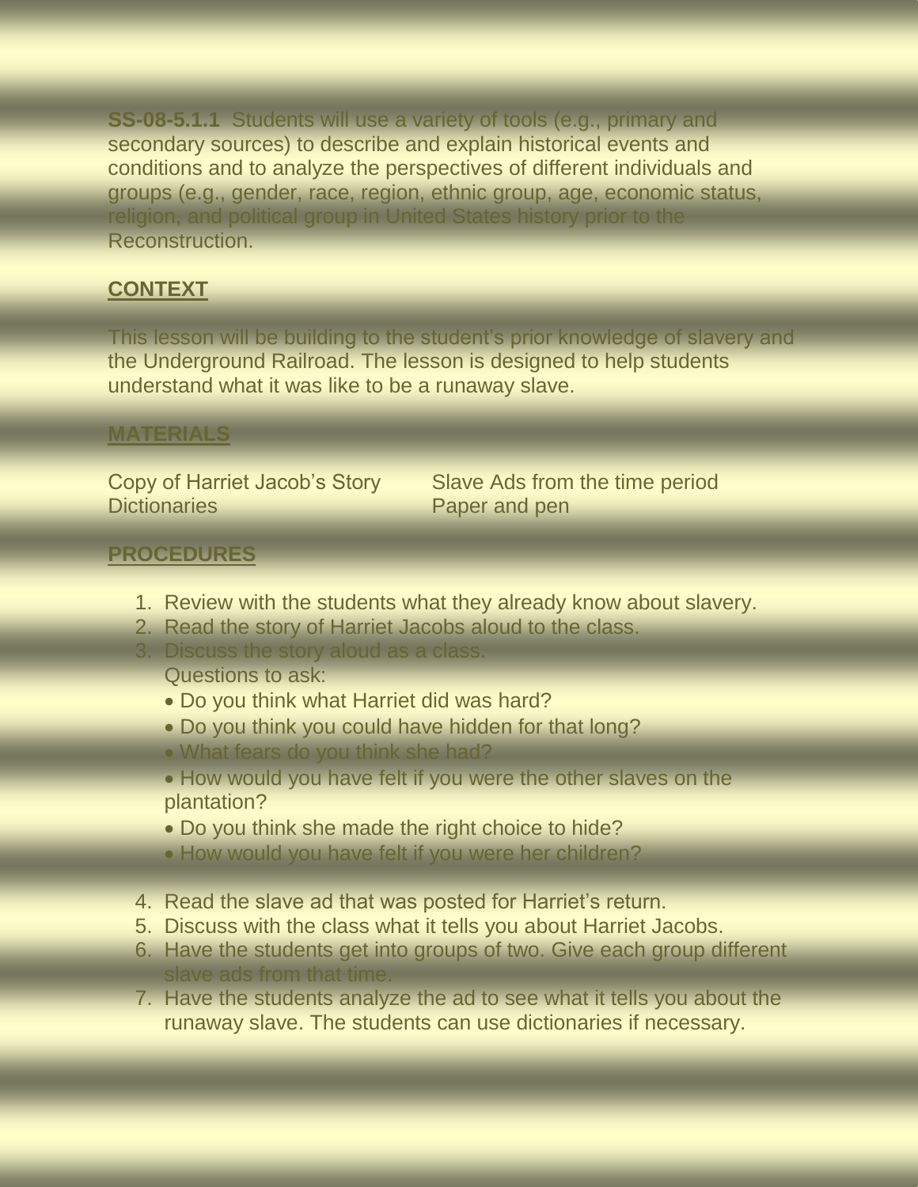**SS-08-5.1.1** Students will use a variety of tools (e.g., primary and secondary sources) to describe and explain historical events and conditions and to analyze the perspectives of different individuals and groups (e.g., gender, race, region, ethnic group, age, economic status, religion, and political group in United States history prior to the Reconstruction.

## CONTEXT

This lesson will be building to the student's prior knowledge of slavery and the Underground Railroad. The lesson is designed to help students understand what it was like to be a runaway slave.

## MATERIALS

Copy of Harriet Jacob's Story
Dictionaries
Slave Ads from the time period
Paper and pen

## PROCEDURES

1. Review with the students what they already know about slavery.
2. Read the story of Harriet Jacobs aloud to the class.
3. Discuss the story aloud as a class.
   Questions to ask:
   - Do you think what Harriet did was hard?
   - Do you think you could have hidden for that long?
   - What fears do you think she had?
   - How would you have felt if you were the other slaves on the plantation?
   - Do you think she made the right choice to hide?
   - How would you have felt if you were her children?
4. Read the slave ad that was posted for Harriet's return.
5. Discuss with the class what it tells you about Harriet Jacobs.
6. Have the students get into groups of two. Give each group different slave ads from that time.
7. Have the students analyze the ad to see what it tells you about the runaway slave. The students can use dictionaries if necessary.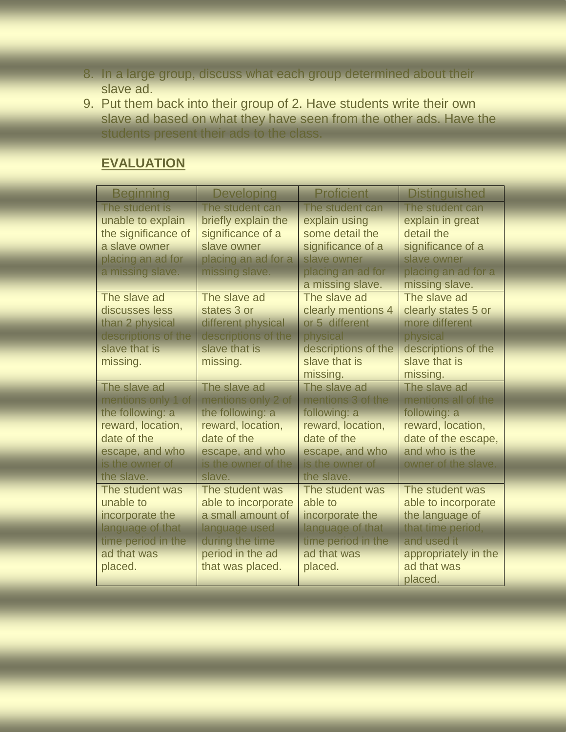8. In a large group, discuss what each group determined about their slave ad.
9. Put them back into their group of 2. Have students write their own slave ad based on what they have seen from the other ads. Have the students present their ads to the class.

## EVALUATION

| Beginning | Developing | Proficient | Distinguished |
|---|---|---|---|
| The student is unable to explain the significance of a slave owner placing an ad for a missing slave. | The student can briefly explain the significance of a slave owner placing an ad for a missing slave. | The student can explain using some detail the significance of a slave owner placing an ad for a missing slave. | The student can explain in great detail the significance of a slave owner placing an ad for a missing slave. |
| The slave ad discusses less than 2 physical descriptions of the slave that is missing. | The slave ad states 3 or different physical descriptions of the slave that is missing. | The slave ad clearly mentions 4 or 5 different physical descriptions of the slave that is missing. | The slave ad clearly states 5 or more different physical descriptions of the slave that is missing. |
| The slave ad mentions only 1 of the following: a reward, location, date of the escape, and who is the owner of the slave. | The slave ad mentions only 2 of the following: a reward, location, date of the escape, and who is the owner of the slave. | The slave ad mentions 3 of the following: a reward, location, date of the escape, and who is the owner of the slave. | The slave ad mentions all of the following: a reward, location, date of the escape, and who is the owner of the slave. |
| The student was unable to incorporate the language of that time period in the ad that was placed. | The student was able to incorporate a small amount of language used during the time period in the ad that was placed. | The student was able to incorporate the language of that time period in the ad that was placed. | The student was able to incorporate the language of that time period, and used it appropriately in the ad that was placed. |